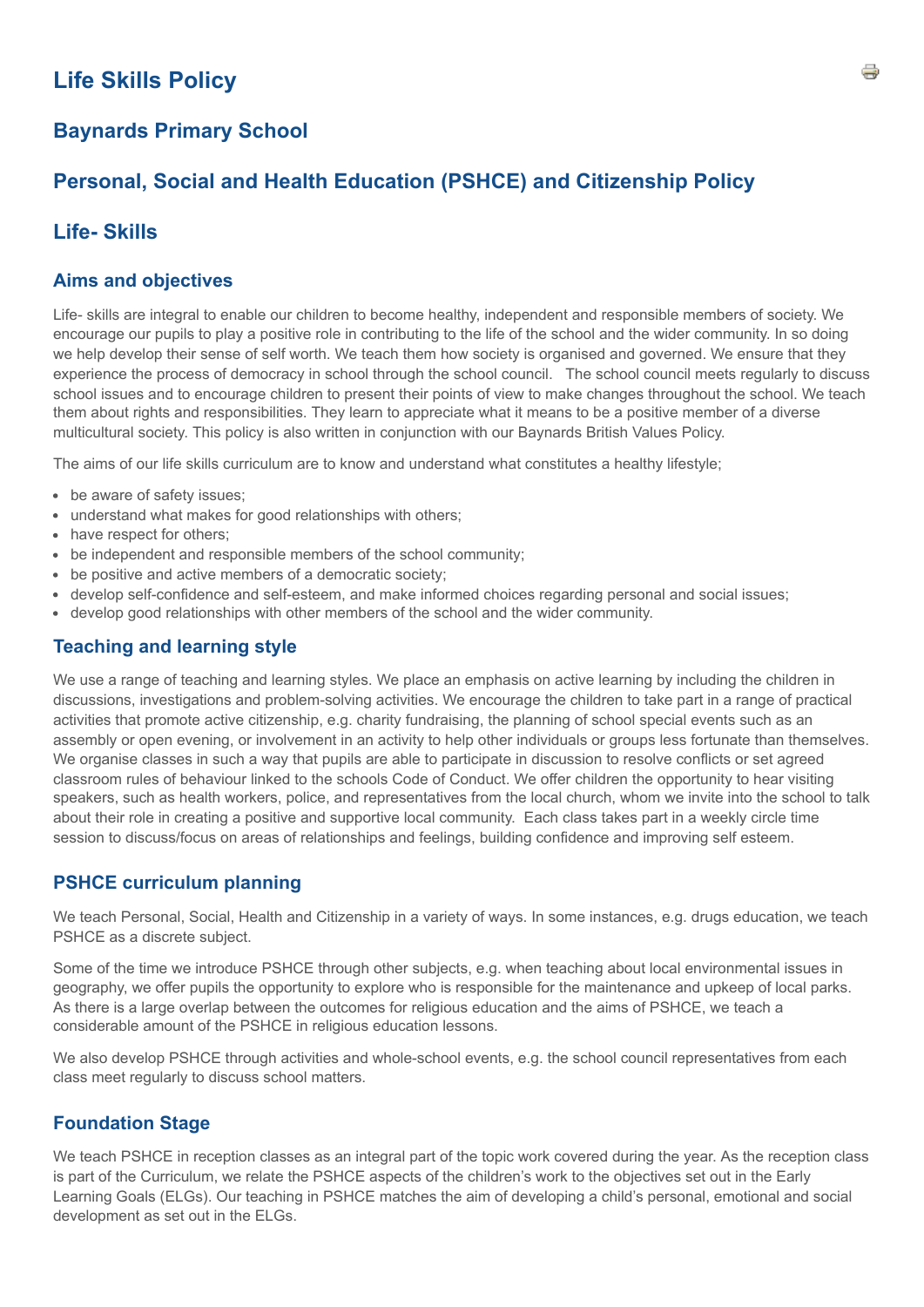# Life Skills Policy

## Baynards Primary School

## Personal, Social and Health Education (PSHCE) and Citizenship Policy

## Life- Skills

### Aims and objectives

Life- skills are integral to enable our children to become healthy, independent and responsible members of society. We encourage our pupils to play a positive role in contributing to the life of the school and the wider community. In so doing we help develop their sense of self worth. We teach them how society is organised and governed. We ensure that they experience the process of democracy in school through the school council. The school council meets regularly to discuss school issues and to encourage children to present their points of view to make changes throughout the school. We teach them about rights and responsibilities. They learn to appreciate what it means to be a positive member of a diverse multicultural society. This policy is also written in conjunction with our Baynards British Values Policy.

The aims of our life skills curriculum are to know and understand what constitutes a healthy lifestyle;

- be aware of safety issues;
- understand what makes for good relationships with others;
- have respect for others;
- be independent and responsible members of the school community;
- be positive and active members of a democratic society;
- develop self-confidence and self-esteem, and make informed choices regarding personal and social issues;
- develop good relationships with other members of the school and the wider community.

### Teaching and learning style

We use a range of teaching and learning styles. We place an emphasis on active learning by including the children in discussions, investigations and problem-solving activities. We encourage the children to take part in a range of practical activities that promote active citizenship, e.g. charity fundraising, the planning of school special events such as an assembly or open evening, or involvement in an activity to help other individuals or groups less fortunate than themselves. We organise classes in such a way that pupils are able to participate in discussion to resolve conflicts or set agreed classroom rules of behaviour linked to the schools Code of Conduct. We offer children the opportunity to hear visiting speakers, such as health workers, police, and representatives from the local church, whom we invite into the school to talk about their role in creating a positive and supportive local community. Each class takes part in a weekly circle time session to discuss/focus on areas of relationships and feelings, building confidence and improving self esteem.

### PSHCE curriculum planning

We teach Personal, Social, Health and Citizenship in a variety of ways. In some instances, e.g. drugs education, we teach PSHCE as a discrete subject.

Some of the time we introduce PSHCE through other subjects, e.g. when teaching about local environmental issues in geography, we offer pupils the opportunity to explore who is responsible for the maintenance and upkeep of local parks. As there is a large overlap between the outcomes for religious education and the aims of PSHCE, we teach a considerable amount of the PSHCE in religious education lessons.

We also develop PSHCE through activities and whole-school events, e.g. the school council representatives from each class meet regularly to discuss school matters.

### Foundation Stage

We teach PSHCE in reception classes as an integral part of the topic work covered during the year. As the reception class is part of the Curriculum, we relate the PSHCE aspects of the children's work to the objectives set out in the Early Learning Goals (ELGs). Our teaching in PSHCE matches the aim of developing a child's personal, emotional and social development as set out in the ELGs.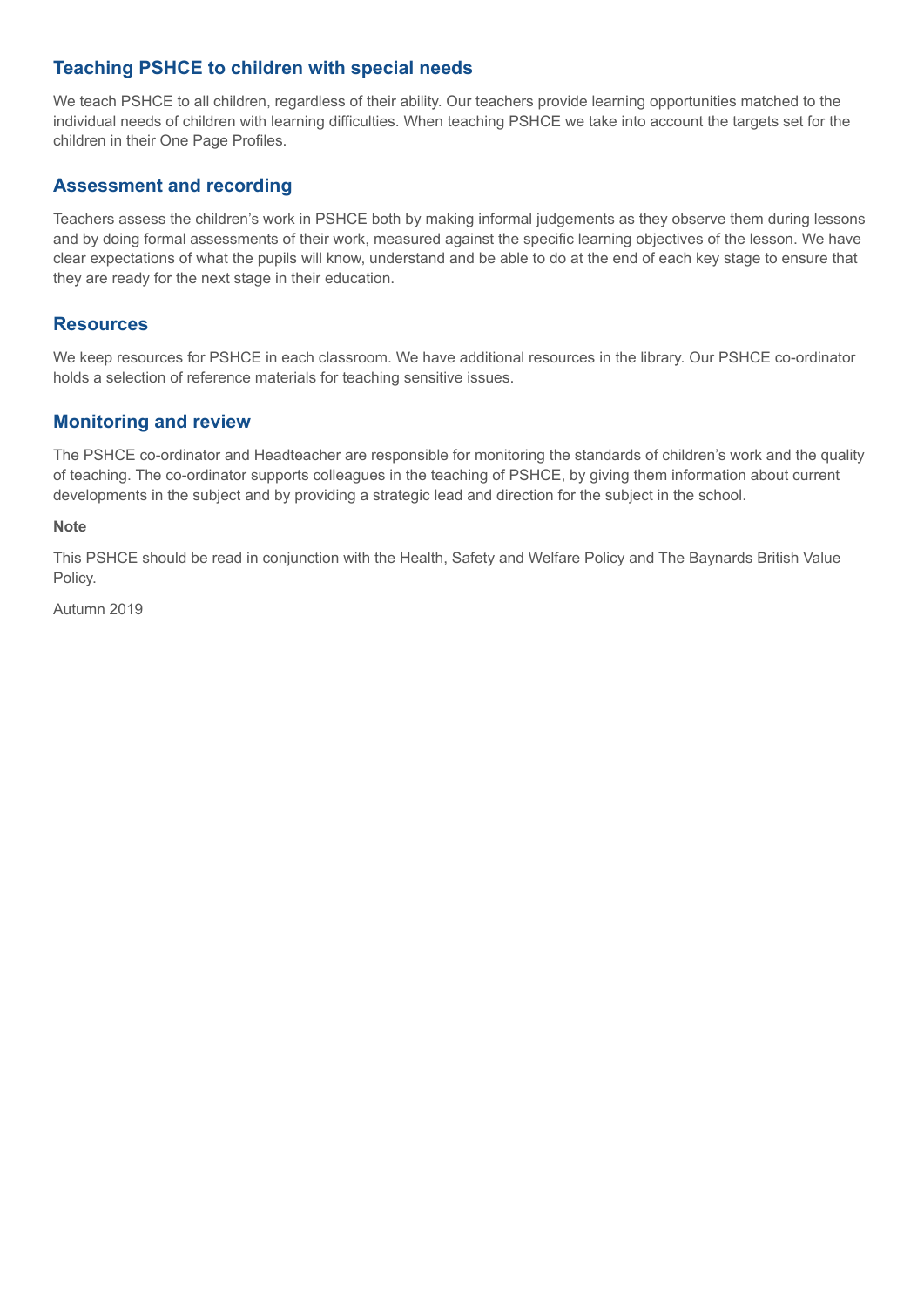## Teaching PSHCE to children with special needs

We teach PSHCE to all children, regardless of their ability. Our teachers provide learning opportunities matched to the individual needs of children with learning difficulties. When teaching PSHCE we take into account the targets set for the children in their One Page Profiles.

## Assessment and recording

Teachers assess the children's work in PSHCE both by making informal judgements as they observe them during lessons and by doing formal assessments of their work, measured against the specific learning objectives of the lesson. We have clear expectations of what the pupils will know, understand and be able to do at the end of each key stage to ensure that they are ready for the next stage in their education.

## Resources

We keep resources for PSHCE in each classroom. We have additional resources in the library. Our PSHCE co-ordinator holds a selection of reference materials for teaching sensitive issues.

## Monitoring and review

The PSHCE co-ordinator and Headteacher are responsible for monitoring the standards of children's work and the quality of teaching. The co-ordinator supports colleagues in the teaching of PSHCE, by giving them information about current developments in the subject and by providing a strategic lead and direction for the subject in the school.

**Note**

This PSHCE should be read in conjunction with the Health, Safety and Welfare Policy and The Baynards British Value Policy.

Autumn 2019